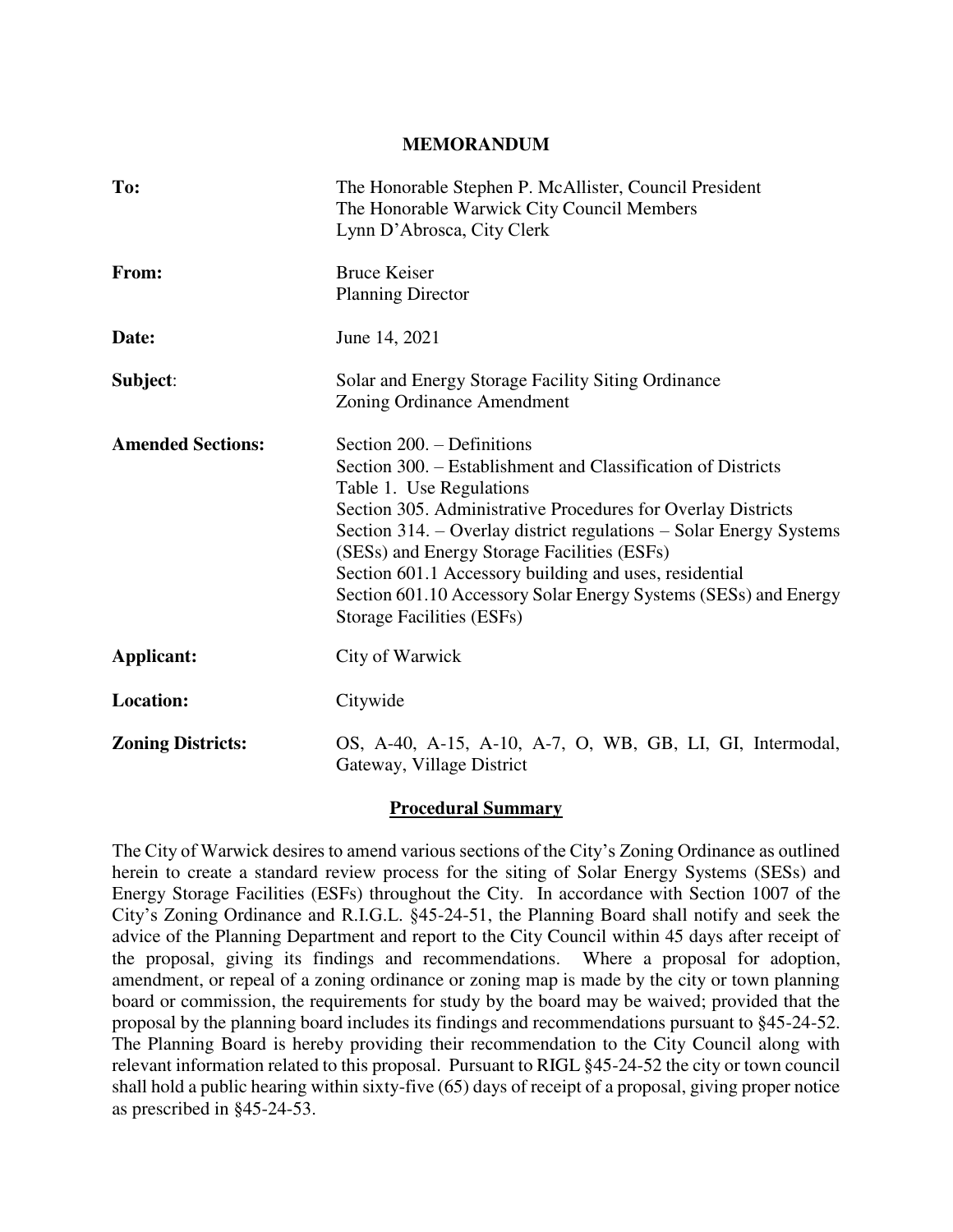# MEMORANDUM

| | |
|---|---|
| **To:** | The Honorable Stephen P. McAllister, Council President<br>The Honorable Warwick City Council Members<br>Lynn D'Abrosca, City Clerk |
| **From:** | Bruce Keiser<br>Planning Director |
| **Date:** | June 14, 2021 |
| **Subject:** | Solar and Energy Storage Facility Siting Ordinance<br>Zoning Ordinance Amendment |
| **Amended Sections:** | Section 200. – Definitions<br>Section 300. – Establishment and Classification of Districts<br>Table 1. Use Regulations<br>Section 305. Administrative Procedures for Overlay Districts<br>Section 314. – Overlay district regulations – Solar Energy Systems (SESs) and Energy Storage Facilities (ESFs)<br>Section 601.1 Accessory building and uses, residential<br>Section 601.10 Accessory Solar Energy Systems (SESs) and Energy Storage Facilities (ESFs) |
| **Applicant:** | City of Warwick |
| **Location:** | Citywide |
| **Zoning Districts:** | OS, A-40, A-15, A-10, A-7, O, WB, GB, LI, GI, Intermodal, Gateway, Village District |

## Procedural Summary

The City of Warwick desires to amend various sections of the City's Zoning Ordinance as outlined herein to create a standard review process for the siting of Solar Energy Systems (SESs) and Energy Storage Facilities (ESFs) throughout the City. In accordance with Section 1007 of the City's Zoning Ordinance and R.I.G.L. §45-24-51, the Planning Board shall notify and seek the advice of the Planning Department and report to the City Council within 45 days after receipt of the proposal, giving its findings and recommendations. Where a proposal for adoption, amendment, or repeal of a zoning ordinance or zoning map is made by the city or town planning board or commission, the requirements for study by the board may be waived; provided that the proposal by the planning board includes its findings and recommendations pursuant to §45-24-52. The Planning Board is hereby providing their recommendation to the City Council along with relevant information related to this proposal. Pursuant to RIGL §45-24-52 the city or town council shall hold a public hearing within sixty-five (65) days of receipt of a proposal, giving proper notice as prescribed in §45-24-53.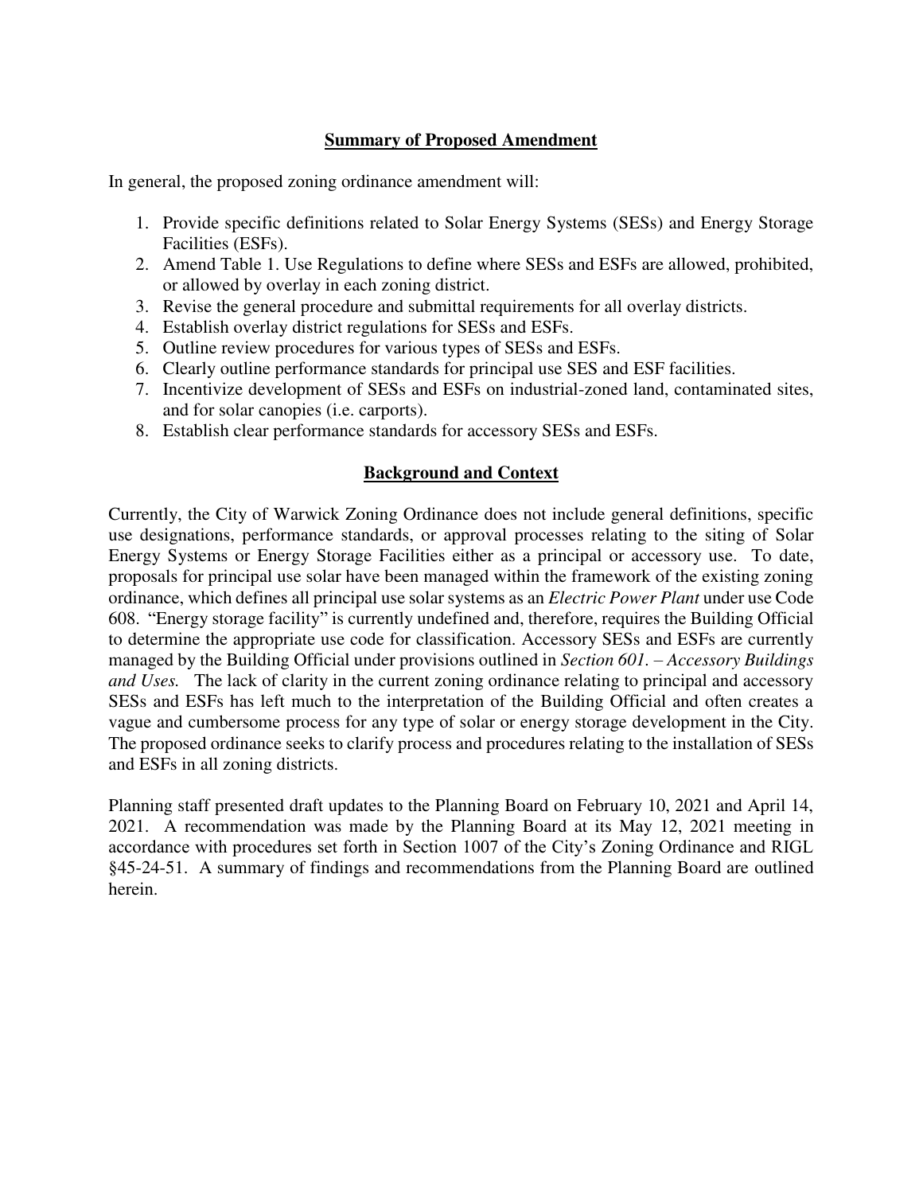## Summary of Proposed Amendment

In general, the proposed zoning ordinance amendment will:

1. Provide specific definitions related to Solar Energy Systems (SESs) and Energy Storage Facilities (ESFs).
2. Amend Table 1. Use Regulations to define where SESs and ESFs are allowed, prohibited, or allowed by overlay in each zoning district.
3. Revise the general procedure and submittal requirements for all overlay districts.
4. Establish overlay district regulations for SESs and ESFs.
5. Outline review procedures for various types of SESs and ESFs.
6. Clearly outline performance standards for principal use SES and ESF facilities.
7. Incentivize development of SESs and ESFs on industrial-zoned land, contaminated sites, and for solar canopies (i.e. carports).
8. Establish clear performance standards for accessory SESs and ESFs.

## Background and Context

Currently, the City of Warwick Zoning Ordinance does not include general definitions, specific use designations, performance standards, or approval processes relating to the siting of Solar Energy Systems or Energy Storage Facilities either as a principal or accessory use. To date, proposals for principal use solar have been managed within the framework of the existing zoning ordinance, which defines all principal use solar systems as an *Electric Power Plant* under use Code 608. "Energy storage facility" is currently undefined and, therefore, requires the Building Official to determine the appropriate use code for classification. Accessory SESs and ESFs are currently managed by the Building Official under provisions outlined in *Section 601. – Accessory Buildings and Uses.* The lack of clarity in the current zoning ordinance relating to principal and accessory SESs and ESFs has left much to the interpretation of the Building Official and often creates a vague and cumbersome process for any type of solar or energy storage development in the City. The proposed ordinance seeks to clarify process and procedures relating to the installation of SESs and ESFs in all zoning districts.

Planning staff presented draft updates to the Planning Board on February 10, 2021 and April 14, 2021. A recommendation was made by the Planning Board at its May 12, 2021 meeting in accordance with procedures set forth in Section 1007 of the City's Zoning Ordinance and RIGL §45-24-51. A summary of findings and recommendations from the Planning Board are outlined herein.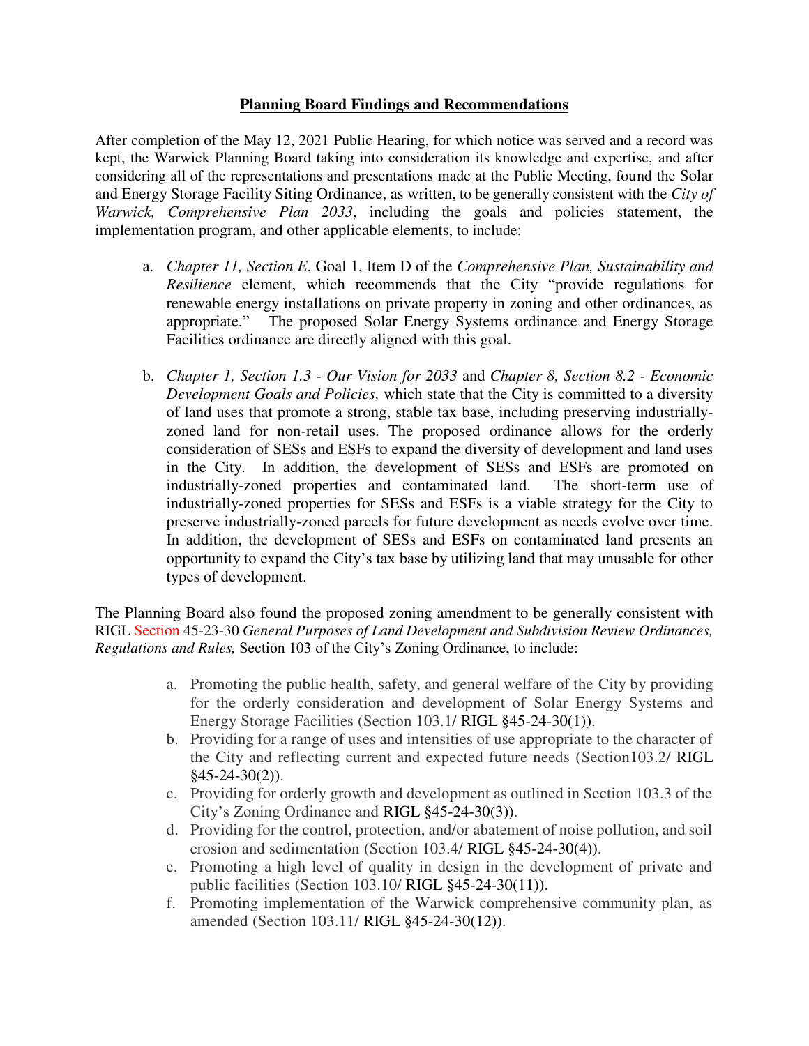**Planning Board Findings and Recommendations**

After completion of the May 12, 2021 Public Hearing, for which notice was served and a record was kept, the Warwick Planning Board taking into consideration its knowledge and expertise, and after considering all of the representations and presentations made at the Public Meeting, found the Solar and Energy Storage Facility Siting Ordinance, as written, to be generally consistent with the *City of Warwick, Comprehensive Plan 2033*, including the goals and policies statement, the implementation program, and other applicable elements, to include:

a. *Chapter 11, Section E*, Goal 1, Item D of the *Comprehensive Plan, Sustainability and Resilience* element, which recommends that the City "provide regulations for renewable energy installations on private property in zoning and other ordinances, as appropriate." The proposed Solar Energy Systems ordinance and Energy Storage Facilities ordinance are directly aligned with this goal.

b. *Chapter 1, Section 1.3 - Our Vision for 2033* and *Chapter 8, Section 8.2 - Economic Development Goals and Policies,* which state that the City is committed to a diversity of land uses that promote a strong, stable tax base, including preserving industrially-zoned land for non-retail uses. The proposed ordinance allows for the orderly consideration of SESs and ESFs to expand the diversity of development and land uses in the City. In addition, the development of SESs and ESFs are promoted on industrially-zoned properties and contaminated land. The short-term use of industrially-zoned properties for SESs and ESFs is a viable strategy for the City to preserve industrially-zoned parcels for future development as needs evolve over time. In addition, the development of SESs and ESFs on contaminated land presents an opportunity to expand the City's tax base by utilizing land that may unusable for other types of development.

The Planning Board also found the proposed zoning amendment to be generally consistent with RIGL Section 45-23-30 *General Purposes of Land Development and Subdivision Review Ordinances, Regulations and Rules,* Section 103 of the City's Zoning Ordinance, to include:

a. Promoting the public health, safety, and general welfare of the City by providing for the orderly consideration and development of Solar Energy Systems and Energy Storage Facilities (Section 103.1/ RIGL §45-24-30(1)).
b. Providing for a range of uses and intensities of use appropriate to the character of the City and reflecting current and expected future needs (Section103.2/ RIGL §45-24-30(2)).
c. Providing for orderly growth and development as outlined in Section 103.3 of the City's Zoning Ordinance and RIGL §45-24-30(3)).
d. Providing for the control, protection, and/or abatement of noise pollution, and soil erosion and sedimentation (Section 103.4/ RIGL §45-24-30(4)).
e. Promoting a high level of quality in design in the development of private and public facilities (Section 103.10/ RIGL §45-24-30(11)).
f. Promoting implementation of the Warwick comprehensive community plan, as amended (Section 103.11/ RIGL §45-24-30(12)).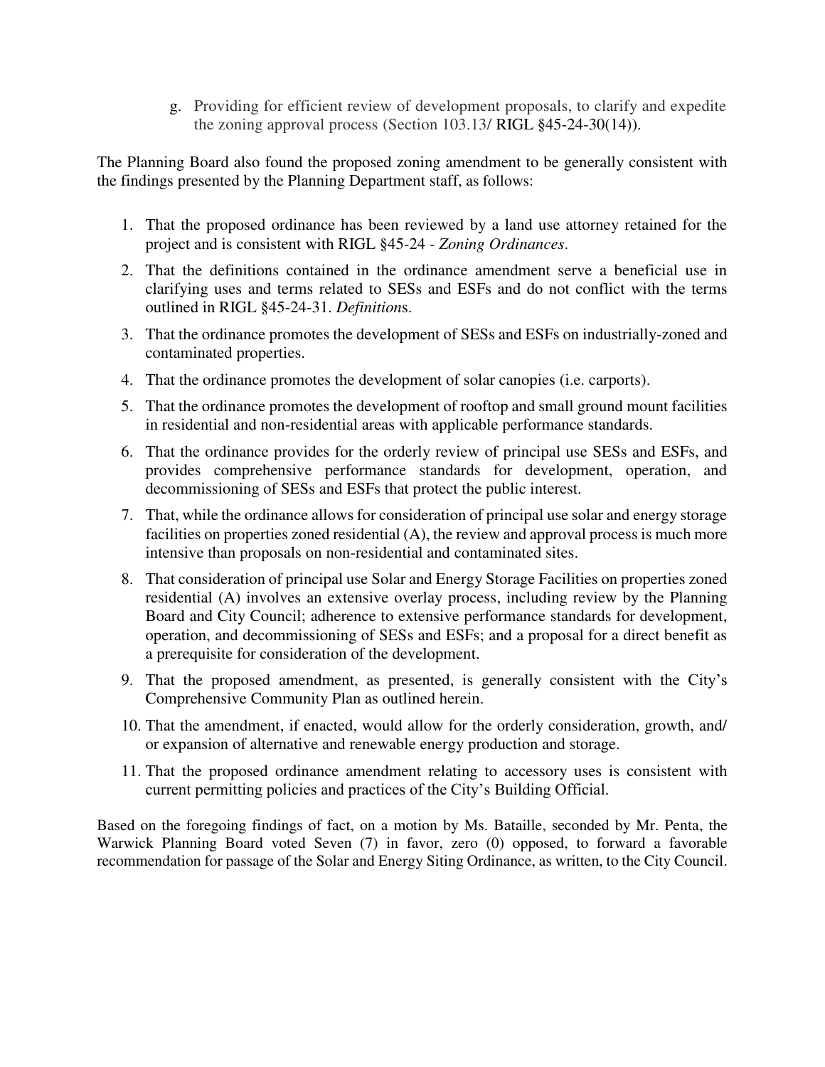g. Providing for efficient review of development proposals, to clarify and expedite the zoning approval process (Section 103.13/ RIGL §45-24-30(14)).

The Planning Board also found the proposed zoning amendment to be generally consistent with the findings presented by the Planning Department staff, as follows:

1. That the proposed ordinance has been reviewed by a land use attorney retained for the project and is consistent with RIGL §45-24 - *Zoning Ordinances*.
2. That the definitions contained in the ordinance amendment serve a beneficial use in clarifying uses and terms related to SESs and ESFs and do not conflict with the terms outlined in RIGL §45-24-31. *Definition*s.
3. That the ordinance promotes the development of SESs and ESFs on industrially-zoned and contaminated properties.
4. That the ordinance promotes the development of solar canopies (i.e. carports).
5. That the ordinance promotes the development of rooftop and small ground mount facilities in residential and non-residential areas with applicable performance standards.
6. That the ordinance provides for the orderly review of principal use SESs and ESFs, and provides comprehensive performance standards for development, operation, and decommissioning of SESs and ESFs that protect the public interest.
7. That, while the ordinance allows for consideration of principal use solar and energy storage facilities on properties zoned residential (A), the review and approval process is much more intensive than proposals on non-residential and contaminated sites.
8. That consideration of principal use Solar and Energy Storage Facilities on properties zoned residential (A) involves an extensive overlay process, including review by the Planning Board and City Council; adherence to extensive performance standards for development, operation, and decommissioning of SESs and ESFs; and a proposal for a direct benefit as a prerequisite for consideration of the development.
9. That the proposed amendment, as presented, is generally consistent with the City's Comprehensive Community Plan as outlined herein.
10. That the amendment, if enacted, would allow for the orderly consideration, growth, and/ or expansion of alternative and renewable energy production and storage.
11. That the proposed ordinance amendment relating to accessory uses is consistent with current permitting policies and practices of the City's Building Official.

Based on the foregoing findings of fact, on a motion by Ms. Bataille, seconded by Mr. Penta, the Warwick Planning Board voted Seven (7) in favor, zero (0) opposed, to forward a favorable recommendation for passage of the Solar and Energy Siting Ordinance, as written, to the City Council.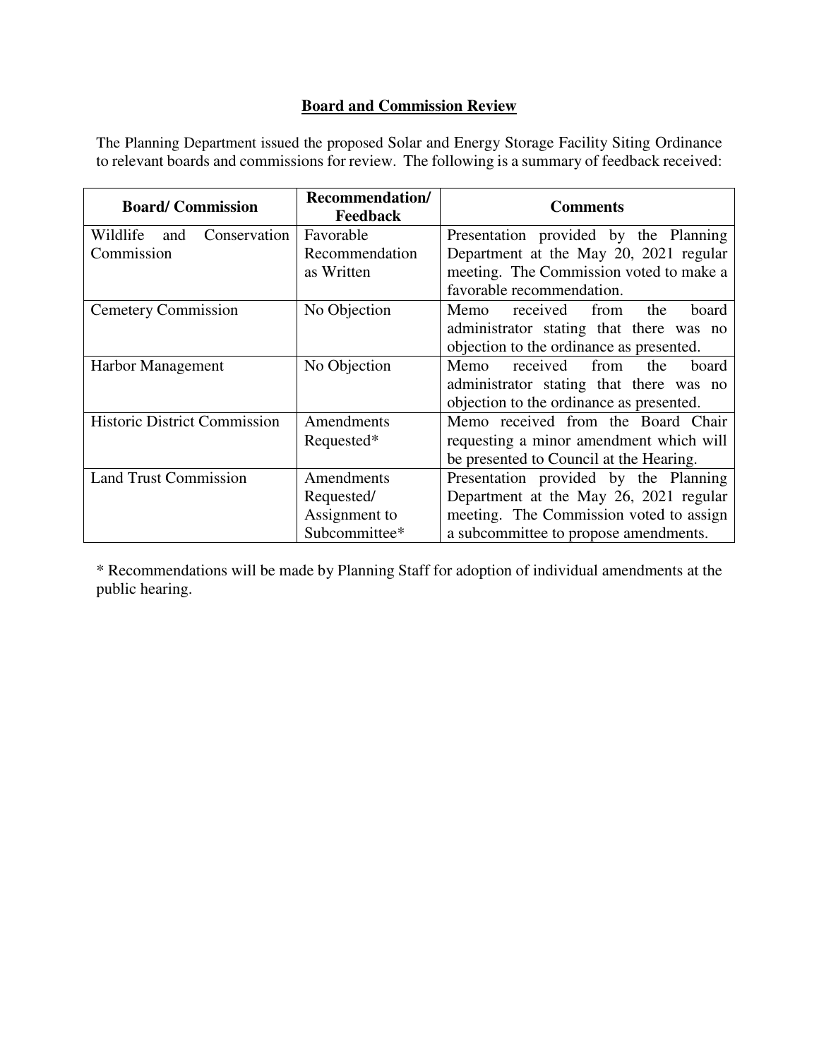## **Board and Commission Review**

The Planning Department issued the proposed Solar and Energy Storage Facility Siting Ordinance to relevant boards and commissions for review. The following is a summary of feedback received:

| Board/ Commission | Recommendation/ Feedback | Comments |
|---|---|---|
| Wildlife and Conservation Commission | Favorable Recommendation as Written | Presentation provided by the Planning Department at the May 20, 2021 regular meeting. The Commission voted to make a favorable recommendation. |
| Cemetery Commission | No Objection | Memo received from the board administrator stating that there was no objection to the ordinance as presented. |
| Harbor Management | No Objection | Memo received from the board administrator stating that there was no objection to the ordinance as presented. |
| Historic District Commission | Amendments Requested* | Memo received from the Board Chair requesting a minor amendment which will be presented to Council at the Hearing. |
| Land Trust Commission | Amendments Requested/ Assignment to Subcommittee* | Presentation provided by the Planning Department at the May 26, 2021 regular meeting. The Commission voted to assign a subcommittee to propose amendments. |

* Recommendations will be made by Planning Staff for adoption of individual amendments at the public hearing.